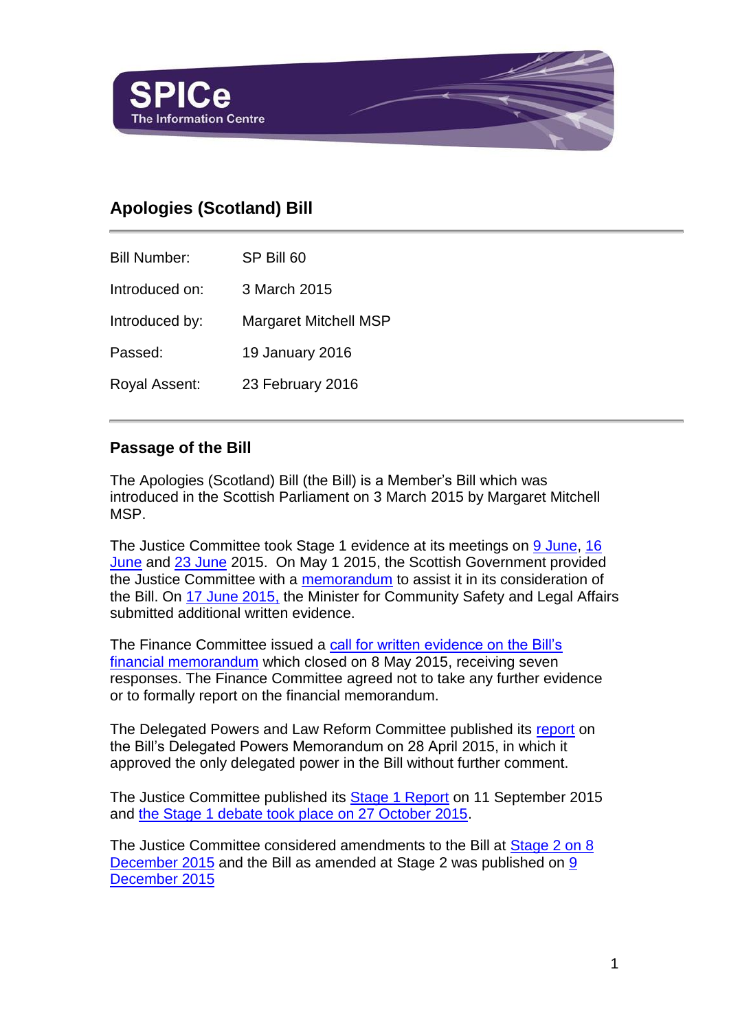SPICe
The Information Centre

# Apologies (Scotland) Bill

| | |
|---|---|
| Bill Number: | SP Bill 60 |
| Introduced on: | 3 March 2015 |
| Introduced by: | Margaret Mitchell MSP |
| Passed: | 19 January 2016 |
| Royal Assent: | 23 February 2016 |

## Passage of the Bill

The Apologies (Scotland) Bill (the Bill) is a Member's Bill which was introduced in the Scottish Parliament on 3 March 2015 by Margaret Mitchell MSP.

The Justice Committee took Stage 1 evidence at its meetings on 9 June, 16 June and 23 June 2015. On May 1 2015, the Scottish Government provided the Justice Committee with a memorandum to assist it in its consideration of the Bill. On 17 June 2015, the Minister for Community Safety and Legal Affairs submitted additional written evidence.

The Finance Committee issued a call for written evidence on the Bill's financial memorandum which closed on 8 May 2015, receiving seven responses. The Finance Committee agreed not to take any further evidence or to formally report on the financial memorandum.

The Delegated Powers and Law Reform Committee published its report on the Bill's Delegated Powers Memorandum on 28 April 2015, in which it approved the only delegated power in the Bill without further comment.

The Justice Committee published its Stage 1 Report on 11 September 2015 and the Stage 1 debate took place on 27 October 2015.

The Justice Committee considered amendments to the Bill at Stage 2 on 8 December 2015 and the Bill as amended at Stage 2 was published on 9 December 2015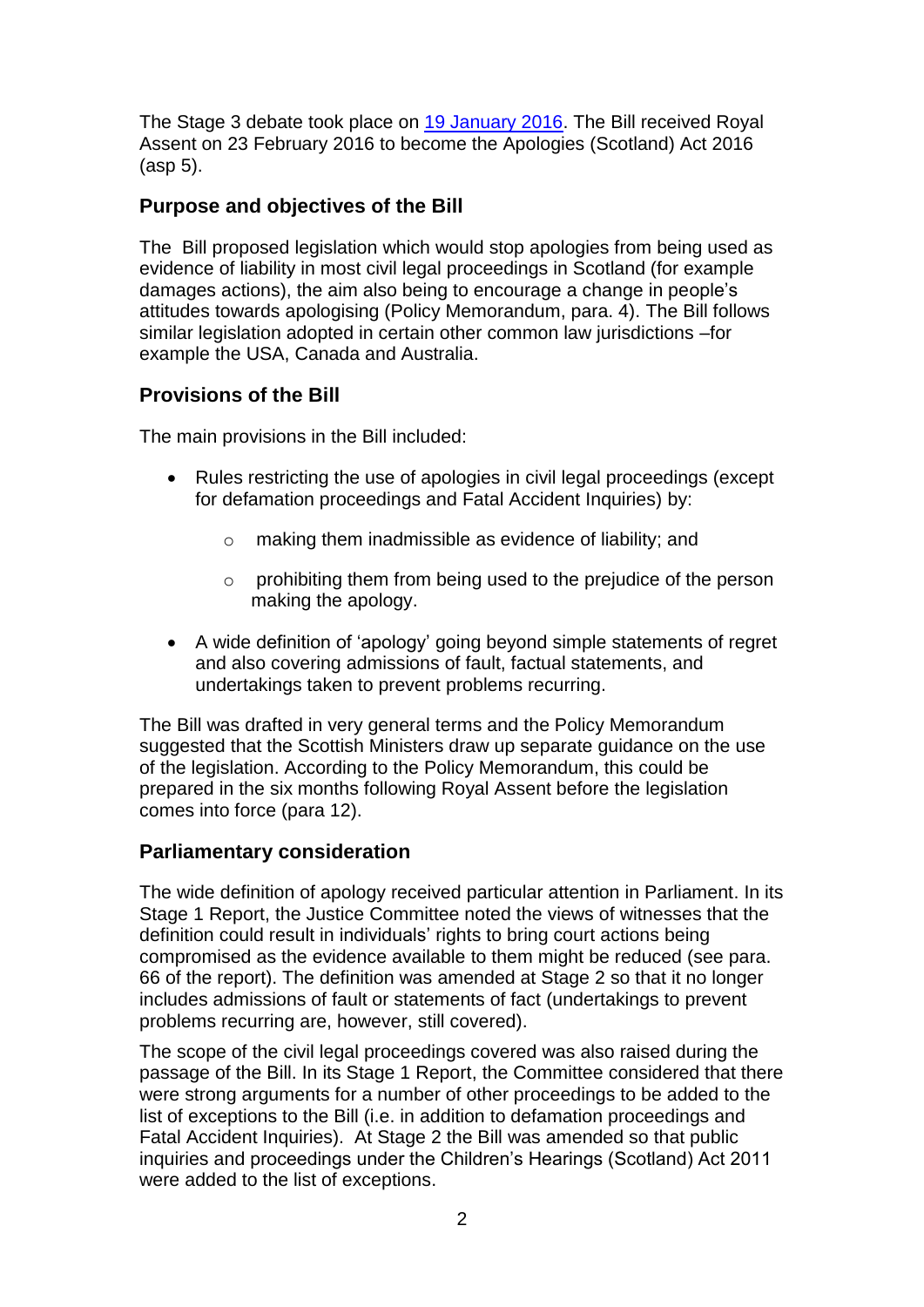The Stage 3 debate took place on [19 January 2016](). The Bill received Royal Assent on 23 February 2016 to become the Apologies (Scotland) Act 2016 (asp 5).

## Purpose and objectives of the Bill

The Bill proposed legislation which would stop apologies from being used as evidence of liability in most civil legal proceedings in Scotland (for example damages actions), the aim also being to encourage a change in people's attitudes towards apologising (Policy Memorandum, para. 4). The Bill follows similar legislation adopted in certain other common law jurisdictions –for example the USA, Canada and Australia.

## Provisions of the Bill

The main provisions in the Bill included:

- Rules restricting the use of apologies in civil legal proceedings (except for defamation proceedings and Fatal Accident Inquiries) by:
  - making them inadmissible as evidence of liability; and
  - prohibiting them from being used to the prejudice of the person making the apology.
- A wide definition of 'apology' going beyond simple statements of regret and also covering admissions of fault, factual statements, and undertakings taken to prevent problems recurring.

The Bill was drafted in very general terms and the Policy Memorandum suggested that the Scottish Ministers draw up separate guidance on the use of the legislation. According to the Policy Memorandum, this could be prepared in the six months following Royal Assent before the legislation comes into force (para 12).

## Parliamentary consideration

The wide definition of apology received particular attention in Parliament. In its Stage 1 Report, the Justice Committee noted the views of witnesses that the definition could result in individuals' rights to bring court actions being compromised as the evidence available to them might be reduced (see para. 66 of the report). The definition was amended at Stage 2 so that it no longer includes admissions of fault or statements of fact (undertakings to prevent problems recurring are, however, still covered).

The scope of the civil legal proceedings covered was also raised during the passage of the Bill. In its Stage 1 Report, the Committee considered that there were strong arguments for a number of other proceedings to be added to the list of exceptions to the Bill (i.e. in addition to defamation proceedings and Fatal Accident Inquiries). At Stage 2 the Bill was amended so that public inquiries and proceedings under the Children's Hearings (Scotland) Act 2011 were added to the list of exceptions.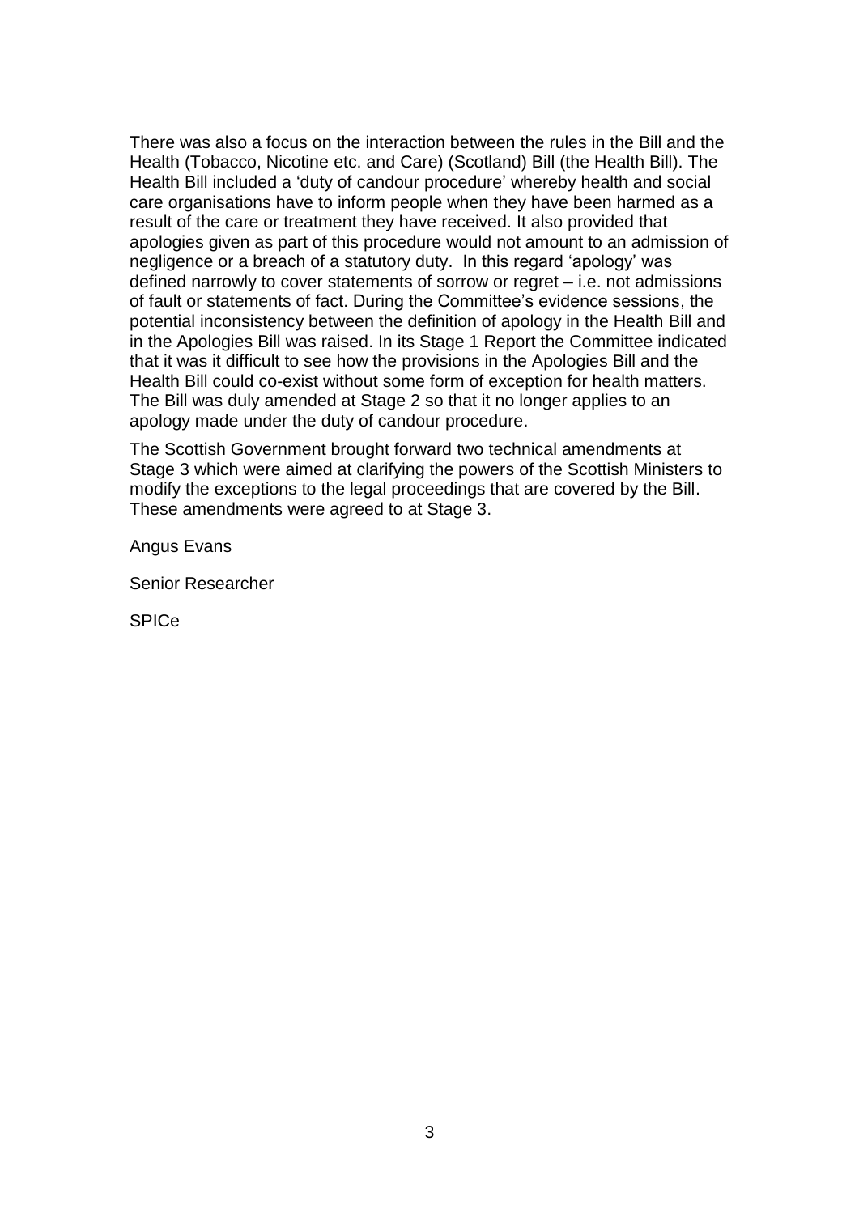There was also a focus on the interaction between the rules in the Bill and the Health (Tobacco, Nicotine etc. and Care) (Scotland) Bill (the Health Bill). The Health Bill included a 'duty of candour procedure' whereby health and social care organisations have to inform people when they have been harmed as a result of the care or treatment they have received. It also provided that apologies given as part of this procedure would not amount to an admission of negligence or a breach of a statutory duty. In this regard 'apology' was defined narrowly to cover statements of sorrow or regret – i.e. not admissions of fault or statements of fact. During the Committee's evidence sessions, the potential inconsistency between the definition of apology in the Health Bill and in the Apologies Bill was raised. In its Stage 1 Report the Committee indicated that it was it difficult to see how the provisions in the Apologies Bill and the Health Bill could co-exist without some form of exception for health matters. The Bill was duly amended at Stage 2 so that it no longer applies to an apology made under the duty of candour procedure.

The Scottish Government brought forward two technical amendments at Stage 3 which were aimed at clarifying the powers of the Scottish Ministers to modify the exceptions to the legal proceedings that are covered by the Bill. These amendments were agreed to at Stage 3.

Angus Evans

Senior Researcher

SPICe